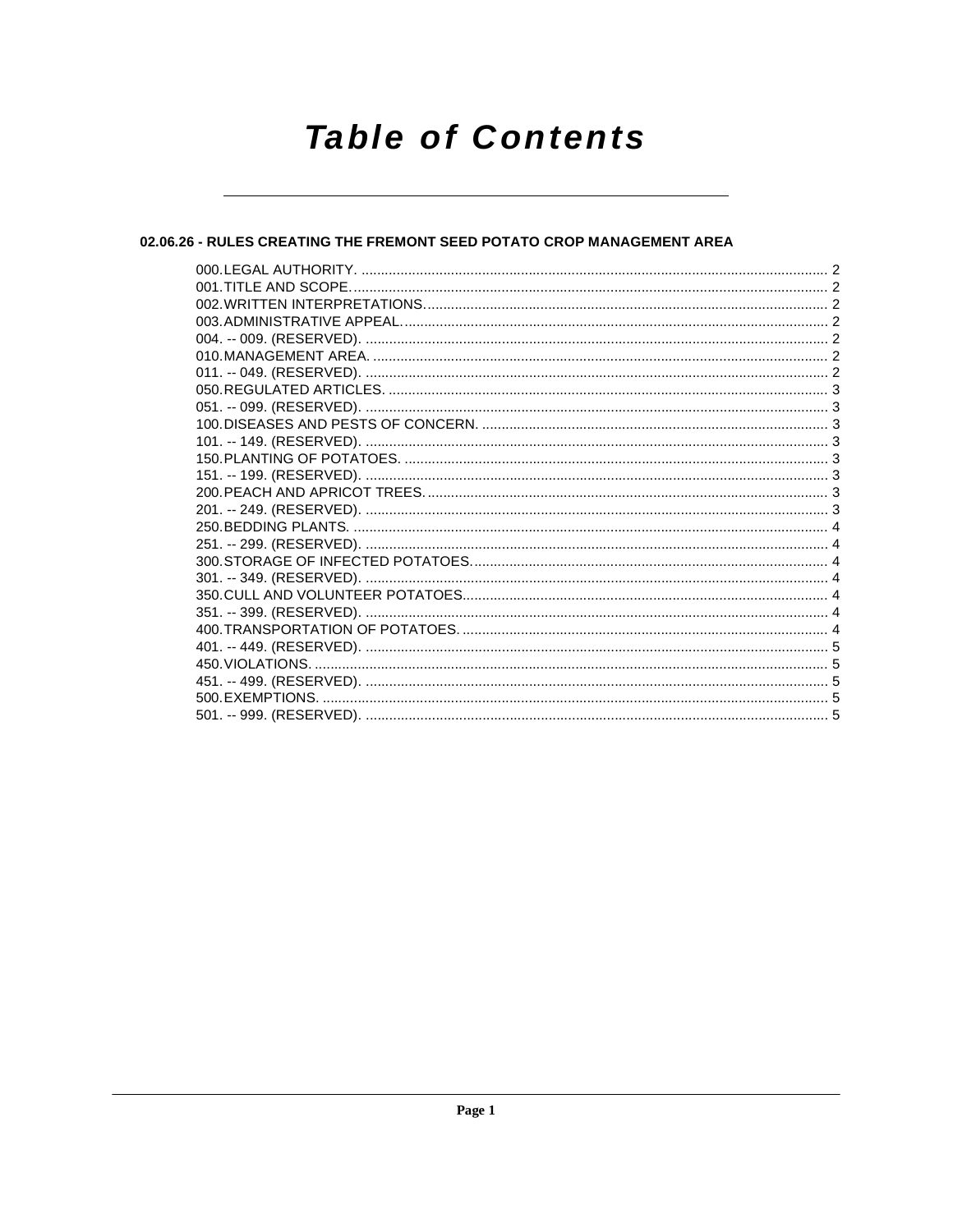# Table of Contents

## 02.06.26 - RULES CREATING THE FREMONT SEED POTATO CROP MANAGEMENT AREA

000. LEGAL AUTHORITY. ........ 2
001. TITLE AND SCOPE. ........ 2
002. WRITTEN INTERPRETATIONS. ........ 2
003. ADMINISTRATIVE APPEAL. ........ 2
004. -- 009. (RESERVED). ........ 2
010. MANAGEMENT AREA. ........ 2
011. -- 049. (RESERVED). ........ 2
050. REGULATED ARTICLES. ........ 3
051. -- 099. (RESERVED). ........ 3
100. DISEASES AND PESTS OF CONCERN. ........ 3
101. -- 149. (RESERVED). ........ 3
150. PLANTING OF POTATOES. ........ 3
151. -- 199. (RESERVED). ........ 3
200. PEACH AND APRICOT TREES. ........ 3
201. -- 249. (RESERVED). ........ 3
250. BEDDING PLANTS. ........ 4
251. -- 299. (RESERVED). ........ 4
300. STORAGE OF INFECTED POTATOES. ........ 4
301. -- 349. (RESERVED). ........ 4
350. CULL AND VOLUNTEER POTATOES. ........ 4
351. -- 399. (RESERVED). ........ 4
400. TRANSPORTATION OF POTATOES. ........ 4
401. -- 449. (RESERVED). ........ 5
450. VIOLATIONS. ........ 5
451. -- 499. (RESERVED). ........ 5
500. EXEMPTIONS. ........ 5
501. -- 999. (RESERVED). ........ 5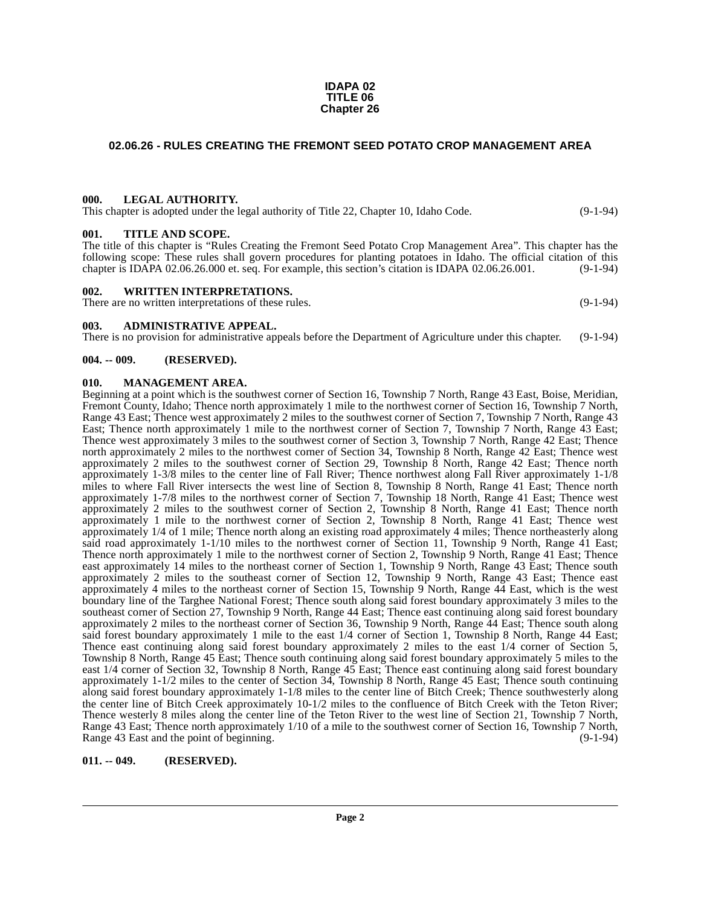**IDAPA 02**
**TITLE 06**
**Chapter 26**

## 02.06.26 - RULES CREATING THE FREMONT SEED POTATO CROP MANAGEMENT AREA

### 000. LEGAL AUTHORITY.

This chapter is adopted under the legal authority of Title 22, Chapter 10, Idaho Code. (9-1-94)

### 001. TITLE AND SCOPE.

The title of this chapter is "Rules Creating the Fremont Seed Potato Crop Management Area". This chapter has the following scope: These rules shall govern procedures for planting potatoes in Idaho. The official citation of this chapter is IDAPA 02.06.26.000 et. seq. For example, this section's citation is IDAPA 02.06.26.001. (9-1-94)

### 002. WRITTEN INTERPRETATIONS.

There are no written interpretations of these rules. (9-1-94)

### 003. ADMINISTRATIVE APPEAL.

There is no provision for administrative appeals before the Department of Agriculture under this chapter. (9-1-94)

### 004. -- 009. (RESERVED).

### 010. MANAGEMENT AREA.

Beginning at a point which is the southwest corner of Section 16, Township 7 North, Range 43 East, Boise, Meridian, Fremont County, Idaho; Thence north approximately 1 mile to the northwest corner of Section 16, Township 7 North, Range 43 East; Thence west approximately 2 miles to the southwest corner of Section 7, Township 7 North, Range 43 East; Thence north approximately 1 mile to the northwest corner of Section 7, Township 7 North, Range 43 East; Thence west approximately 3 miles to the southwest corner of Section 3, Township 7 North, Range 42 East; Thence north approximately 2 miles to the northwest corner of Section 34, Township 8 North, Range 42 East; Thence west approximately 2 miles to the southwest corner of Section 29, Township 8 North, Range 42 East; Thence north approximately 1-3/8 miles to the center line of Fall River; Thence northwest along Fall River approximately 1-1/8 miles to where Fall River intersects the west line of Section 8, Township 8 North, Range 41 East; Thence north approximately 1-7/8 miles to the northwest corner of Section 7, Township 18 North, Range 41 East; Thence west approximately 2 miles to the southwest corner of Section 2, Township 8 North, Range 41 East; Thence north approximately 1 mile to the northwest corner of Section 2, Township 8 North, Range 41 East; Thence west approximately 1/4 of 1 mile; Thence north along an existing road approximately 4 miles; Thence northeasterly along said road approximately 1-1/10 miles to the northwest corner of Section 11, Township 9 North, Range 41 East; Thence north approximately 1 mile to the northwest corner of Section 2, Township 9 North, Range 41 East; Thence east approximately 14 miles to the northeast corner of Section 1, Township 9 North, Range 43 East; Thence south approximately 2 miles to the southeast corner of Section 12, Township 9 North, Range 43 East; Thence east approximately 4 miles to the northeast corner of Section 15, Township 9 North, Range 44 East, which is the west boundary line of the Targhee National Forest; Thence south along said forest boundary approximately 3 miles to the southeast corner of Section 27, Township 9 North, Range 44 East; Thence east continuing along said forest boundary approximately 2 miles to the northeast corner of Section 36, Township 9 North, Range 44 East; Thence south along said forest boundary approximately 1 mile to the east 1/4 corner of Section 1, Township 8 North, Range 44 East; Thence east continuing along said forest boundary approximately 2 miles to the east 1/4 corner of Section 5, Township 8 North, Range 45 East; Thence south continuing along said forest boundary approximately 5 miles to the east 1/4 corner of Section 32, Township 8 North, Range 45 East; Thence east continuing along said forest boundary approximately 1-1/2 miles to the center of Section 34, Township 8 North, Range 45 East; Thence south continuing along said forest boundary approximately 1-1/8 miles to the center line of Bitch Creek; Thence southwesterly along the center line of Bitch Creek approximately 10-1/2 miles to the confluence of Bitch Creek with the Teton River; Thence westerly 8 miles along the center line of the Teton River to the west line of Section 21, Township 7 North, Range 43 East; Thence north approximately 1/10 of a mile to the southwest corner of Section 16, Township 7 North, Range 43 East and the point of beginning. (9-1-94)

### 011. -- 049. (RESERVED).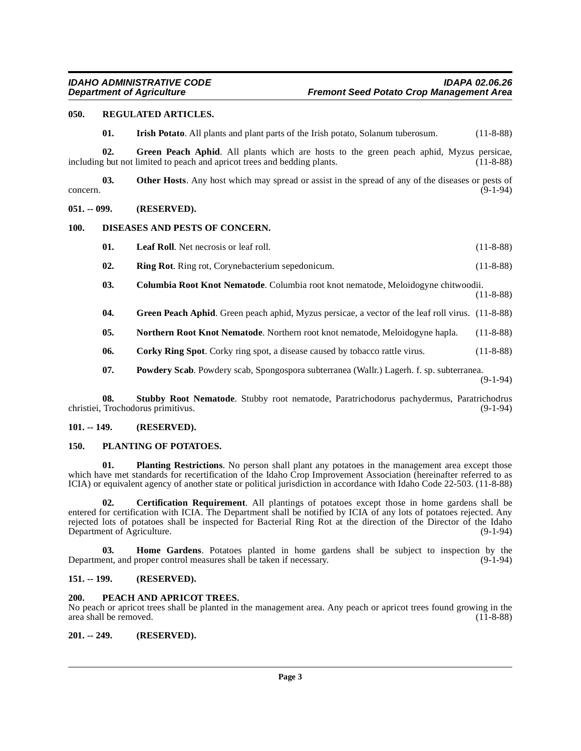## 050. REGULATED ARTICLES.

**01. Irish Potato**. All plants and plant parts of the Irish potato, Solanum tuberosum. (11-8-88)

**02. Green Peach Aphid**. All plants which are hosts to the green peach aphid, Myzus persicae, including but not limited to peach and apricot trees and bedding plants. (11-8-88)

**03. Other Hosts**. Any host which may spread or assist in the spread of any of the diseases or pests of concern. (9-1-94)

## 051. -- 099. (RESERVED).

## 100. DISEASES AND PESTS OF CONCERN.

**01. Leaf Roll**. Net necrosis or leaf roll. (11-8-88)

**02. Ring Rot**. Ring rot, Corynebacterium sepedonicum. (11-8-88)

**03. Columbia Root Knot Nematode**. Columbia root knot nematode, Meloidogyne chitwoodii. (11-8-88)

**04. Green Peach Aphid**. Green peach aphid, Myzus persicae, a vector of the leaf roll virus. (11-8-88)

**05. Northern Root Knot Nematode**. Northern root knot nematode, Meloidogyne hapla. (11-8-88)

**06. Corky Ring Spot**. Corky ring spot, a disease caused by tobacco rattle virus. (11-8-88)

**07. Powdery Scab**. Powdery scab, Spongospora subterranea (Wallr.) Lagerh. f. sp. subterranea. (9-1-94)

**08. Stubby Root Nematode**. Stubby root nematode, Paratrichodorus pachydermus, Paratrichodrus christiei, Trochodorus primitivus. (9-1-94)

## 101. -- 149. (RESERVED).

## 150. PLANTING OF POTATOES.

**01. Planting Restrictions**. No person shall plant any potatoes in the management area except those which have met standards for recertification of the Idaho Crop Improvement Association (hereinafter referred to as ICIA) or equivalent agency of another state or political jurisdiction in accordance with Idaho Code 22-503. (11-8-88)

**02. Certification Requirement**. All plantings of potatoes except those in home gardens shall be entered for certification with ICIA. The Department shall be notified by ICIA of any lots of potatoes rejected. Any rejected lots of potatoes shall be inspected for Bacterial Ring Rot at the direction of the Director of the Idaho Department of Agriculture. (9-1-94)

**03. Home Gardens**. Potatoes planted in home gardens shall be subject to inspection by the Department, and proper control measures shall be taken if necessary. (9-1-94)

## 151. -- 199. (RESERVED).

## 200. PEACH AND APRICOT TREES.

No peach or apricot trees shall be planted in the management area. Any peach or apricot trees found growing in the area shall be removed. (11-8-88)

## 201. -- 249. (RESERVED).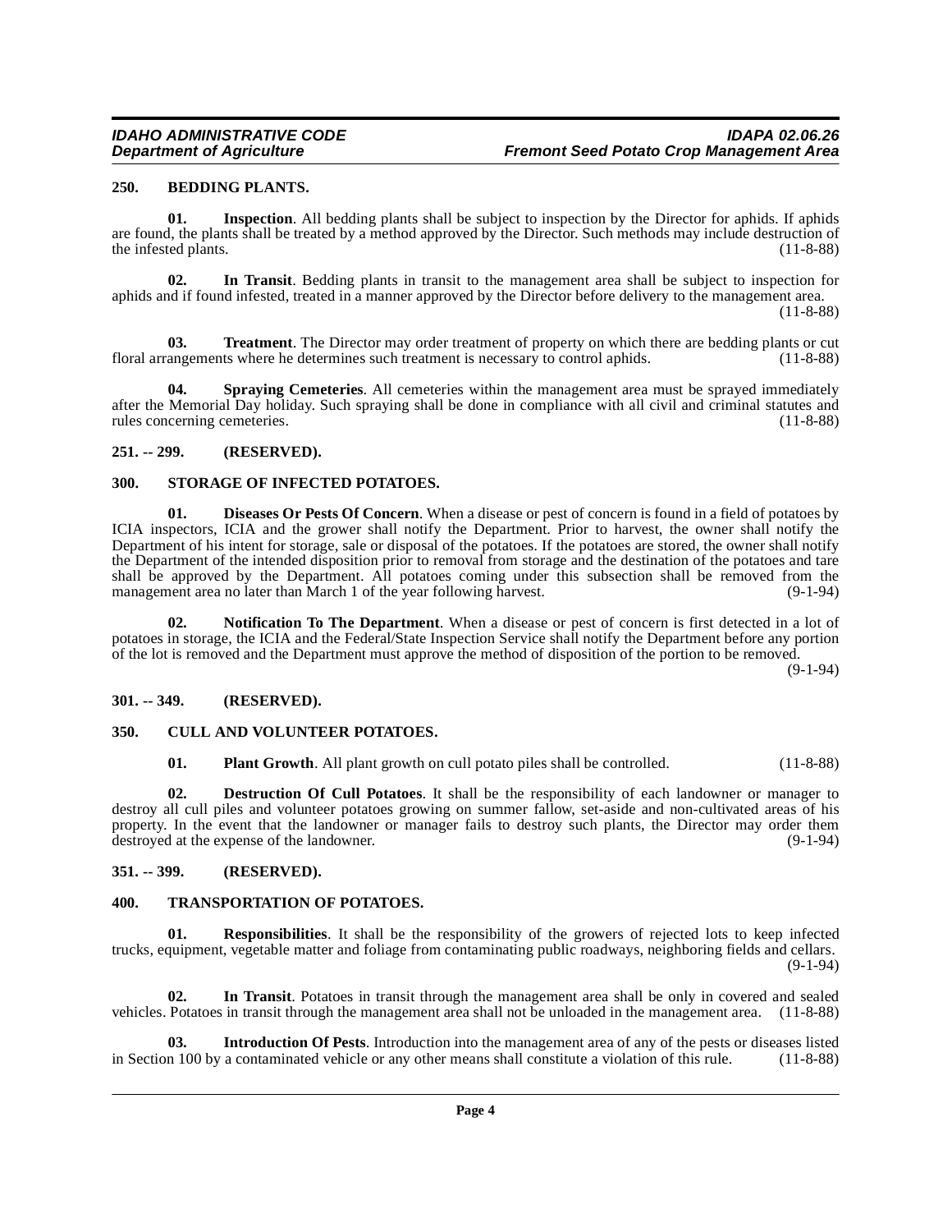## 250. BEDDING PLANTS.

**01. Inspection**. All bedding plants shall be subject to inspection by the Director for aphids. If aphids are found, the plants shall be treated by a method approved by the Director. Such methods may include destruction of the infested plants. (11-8-88)

**02. In Transit**. Bedding plants in transit to the management area shall be subject to inspection for aphids and if found infested, treated in a manner approved by the Director before delivery to the management area. (11-8-88)

**03. Treatment**. The Director may order treatment of property on which there are bedding plants or cut floral arrangements where he determines such treatment is necessary to control aphids. (11-8-88)

**04. Spraying Cemeteries**. All cemeteries within the management area must be sprayed immediately after the Memorial Day holiday. Such spraying shall be done in compliance with all civil and criminal statutes and rules concerning cemeteries. (11-8-88)

## 251. -- 299. (RESERVED).

## 300. STORAGE OF INFECTED POTATOES.

**01. Diseases Or Pests Of Concern**. When a disease or pest of concern is found in a field of potatoes by ICIA inspectors, ICIA and the grower shall notify the Department. Prior to harvest, the owner shall notify the Department of his intent for storage, sale or disposal of the potatoes. If the potatoes are stored, the owner shall notify the Department of the intended disposition prior to removal from storage and the destination of the potatoes and tare shall be approved by the Department. All potatoes coming under this subsection shall be removed from the management area no later than March 1 of the year following harvest. (9-1-94)

**02. Notification To The Department**. When a disease or pest of concern is first detected in a lot of potatoes in storage, the ICIA and the Federal/State Inspection Service shall notify the Department before any portion of the lot is removed and the Department must approve the method of disposition of the portion to be removed. (9-1-94)

## 301. -- 349. (RESERVED).

## 350. CULL AND VOLUNTEER POTATOES.

**01. Plant Growth**. All plant growth on cull potato piles shall be controlled. (11-8-88)

**02. Destruction Of Cull Potatoes**. It shall be the responsibility of each landowner or manager to destroy all cull piles and volunteer potatoes growing on summer fallow, set-aside and non-cultivated areas of his property. In the event that the landowner or manager fails to destroy such plants, the Director may order them destroyed at the expense of the landowner. (9-1-94)

## 351. -- 399. (RESERVED).

## 400. TRANSPORTATION OF POTATOES.

**01. Responsibilities**. It shall be the responsibility of the growers of rejected lots to keep infected trucks, equipment, vegetable matter and foliage from contaminating public roadways, neighboring fields and cellars. (9-1-94)

**02. In Transit**. Potatoes in transit through the management area shall be only in covered and sealed vehicles. Potatoes in transit through the management area shall not be unloaded in the management area. (11-8-88)

**03. Introduction Of Pests**. Introduction into the management area of any of the pests or diseases listed in Section 100 by a contaminated vehicle or any other means shall constitute a violation of this rule. (11-8-88)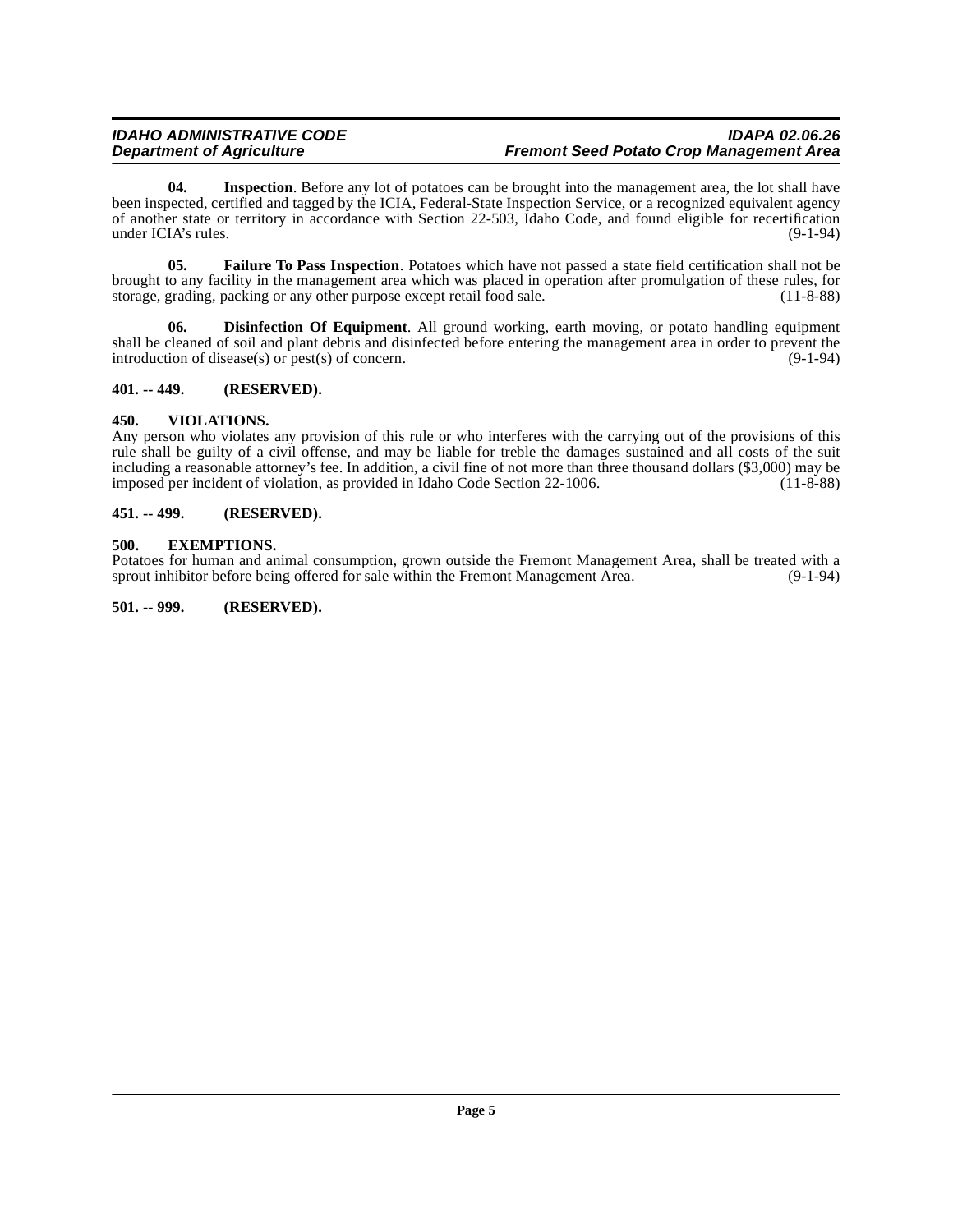**04. Inspection**. Before any lot of potatoes can be brought into the management area, the lot shall have been inspected, certified and tagged by the ICIA, Federal-State Inspection Service, or a recognized equivalent agency of another state or territory in accordance with Section 22-503, Idaho Code, and found eligible for recertification under ICIA's rules. (9-1-94)

**05. Failure To Pass Inspection**. Potatoes which have not passed a state field certification shall not be brought to any facility in the management area which was placed in operation after promulgation of these rules, for storage, grading, packing or any other purpose except retail food sale. (11-8-88)

**06. Disinfection Of Equipment**. All ground working, earth moving, or potato handling equipment shall be cleaned of soil and plant debris and disinfected before entering the management area in order to prevent the introduction of disease(s) or pest(s) of concern. (9-1-94)

### 401. -- 449. (RESERVED).

### 450. VIOLATIONS.

Any person who violates any provision of this rule or who interferes with the carrying out of the provisions of this rule shall be guilty of a civil offense, and may be liable for treble the damages sustained and all costs of the suit including a reasonable attorney's fee. In addition, a civil fine of not more than three thousand dollars ($3,000) may be imposed per incident of violation, as provided in Idaho Code Section 22-1006. (11-8-88)

### 451. -- 499. (RESERVED).

### 500. EXEMPTIONS.

Potatoes for human and animal consumption, grown outside the Fremont Management Area, shall be treated with a sprout inhibitor before being offered for sale within the Fremont Management Area. (9-1-94)

### 501. -- 999. (RESERVED).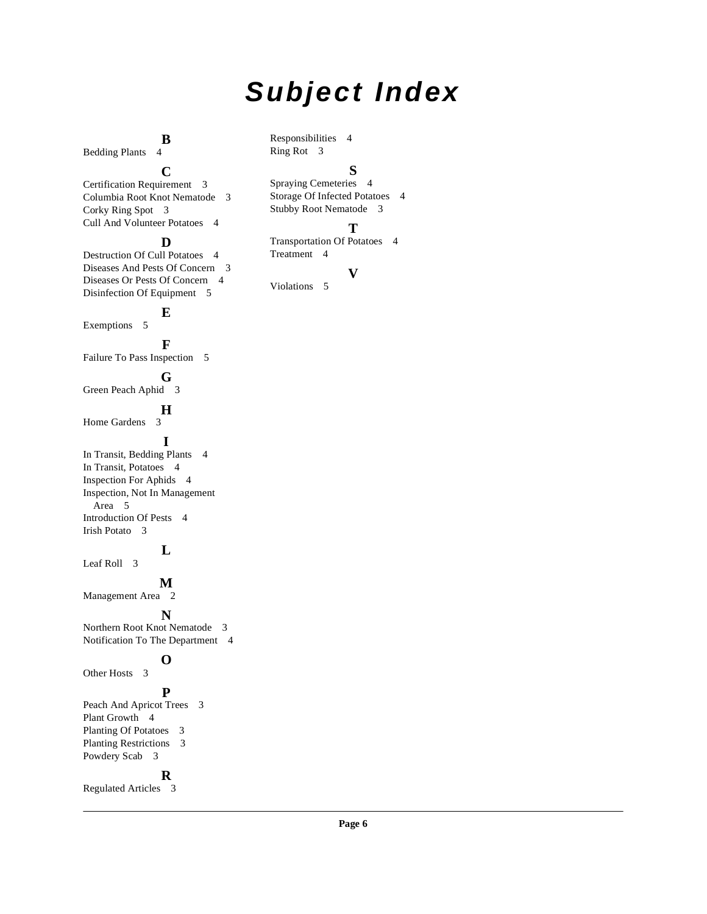# *Subject Index*

**B**

Bedding Plants 4

**C**

Certification Requirement 3
Columbia Root Knot Nematode 3
Corky Ring Spot 3
Cull And Volunteer Potatoes 4

**D**

Destruction Of Cull Potatoes 4
Diseases And Pests Of Concern 3
Diseases Or Pests Of Concern 4
Disinfection Of Equipment 5

**E**

Exemptions 5

**F**

Failure To Pass Inspection 5

**G**

Green Peach Aphid 3

**H**

Home Gardens 3

**I**

In Transit, Bedding Plants 4
In Transit, Potatoes 4
Inspection For Aphids 4
Inspection, Not In Management Area 5
Introduction Of Pests 4
Irish Potato 3

**L**

Leaf Roll 3

**M**

Management Area 2

**N**

Northern Root Knot Nematode 3
Notification To The Department 4

**O**

Other Hosts 3

**P**

Peach And Apricot Trees 3
Plant Growth 4
Planting Of Potatoes 3
Planting Restrictions 3
Powdery Scab 3

**R**

Regulated Articles 3
Responsibilities 4
Ring Rot 3

**S**

Spraying Cemeteries 4
Storage Of Infected Potatoes 4
Stubby Root Nematode 3

**T**

Transportation Of Potatoes 4
Treatment 4

**V**

Violations 5